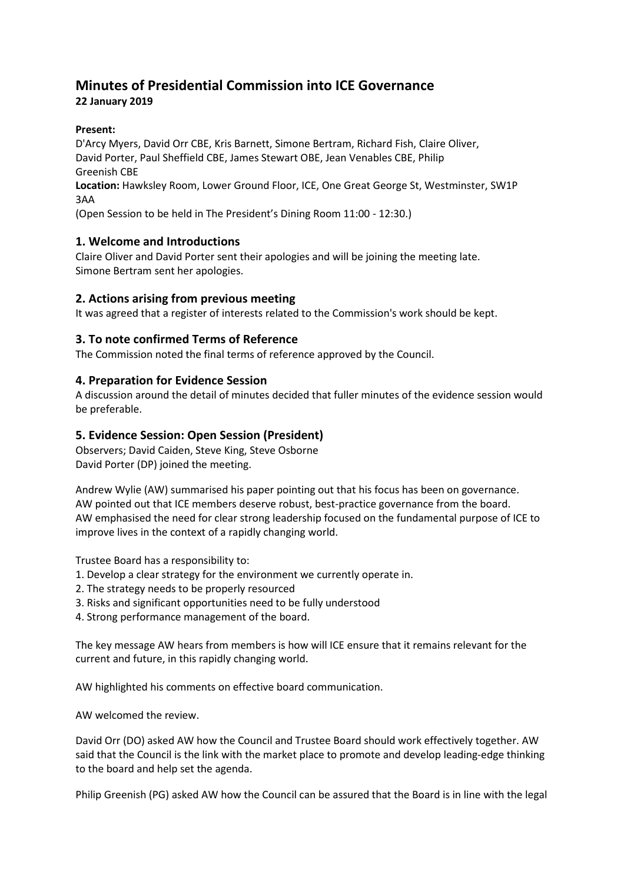# Minutes of Presidential Commission into ICE Governance

**22 January 2019**

**Present:**
D'Arcy Myers, David Orr CBE, Kris Barnett, Simone Bertram, Richard Fish, Claire Oliver, David Porter, Paul Sheffield CBE, James Stewart OBE, Jean Venables CBE, Philip Greenish CBE
**Location:** Hawksley Room, Lower Ground Floor, ICE, One Great George St, Westminster, SW1P 3AA
(Open Session to be held in The President's Dining Room 11:00 - 12:30.)

## 1. Welcome and Introductions

Claire Oliver and David Porter sent their apologies and will be joining the meeting late.
Simone Bertram sent her apologies.

## 2. Actions arising from previous meeting

It was agreed that a register of interests related to the Commission's work should be kept.

## 3. To note confirmed Terms of Reference

The Commission noted the final terms of reference approved by the Council.

## 4. Preparation for Evidence Session

A discussion around the detail of minutes decided that fuller minutes of the evidence session would be preferable.

## 5. Evidence Session: Open Session (President)

Observers; David Caiden, Steve King, Steve Osborne
David Porter (DP) joined the meeting.

Andrew Wylie (AW) summarised his paper pointing out that his focus has been on governance.
AW pointed out that ICE members deserve robust, best-practice governance from the board.
AW emphasised the need for clear strong leadership focused on the fundamental purpose of ICE to improve lives in the context of a rapidly changing world.

Trustee Board has a responsibility to:

1. Develop a clear strategy for the environment we currently operate in.
2. The strategy needs to be properly resourced
3. Risks and significant opportunities need to be fully understood
4. Strong performance management of the board.

The key message AW hears from members is how will ICE ensure that it remains relevant for the current and future, in this rapidly changing world.

AW highlighted his comments on effective board communication.

AW welcomed the review.

David Orr (DO) asked AW how the Council and Trustee Board should work effectively together. AW said that the Council is the link with the market place to promote and develop leading-edge thinking to the board and help set the agenda.

Philip Greenish (PG) asked AW how the Council can be assured that the Board is in line with the legal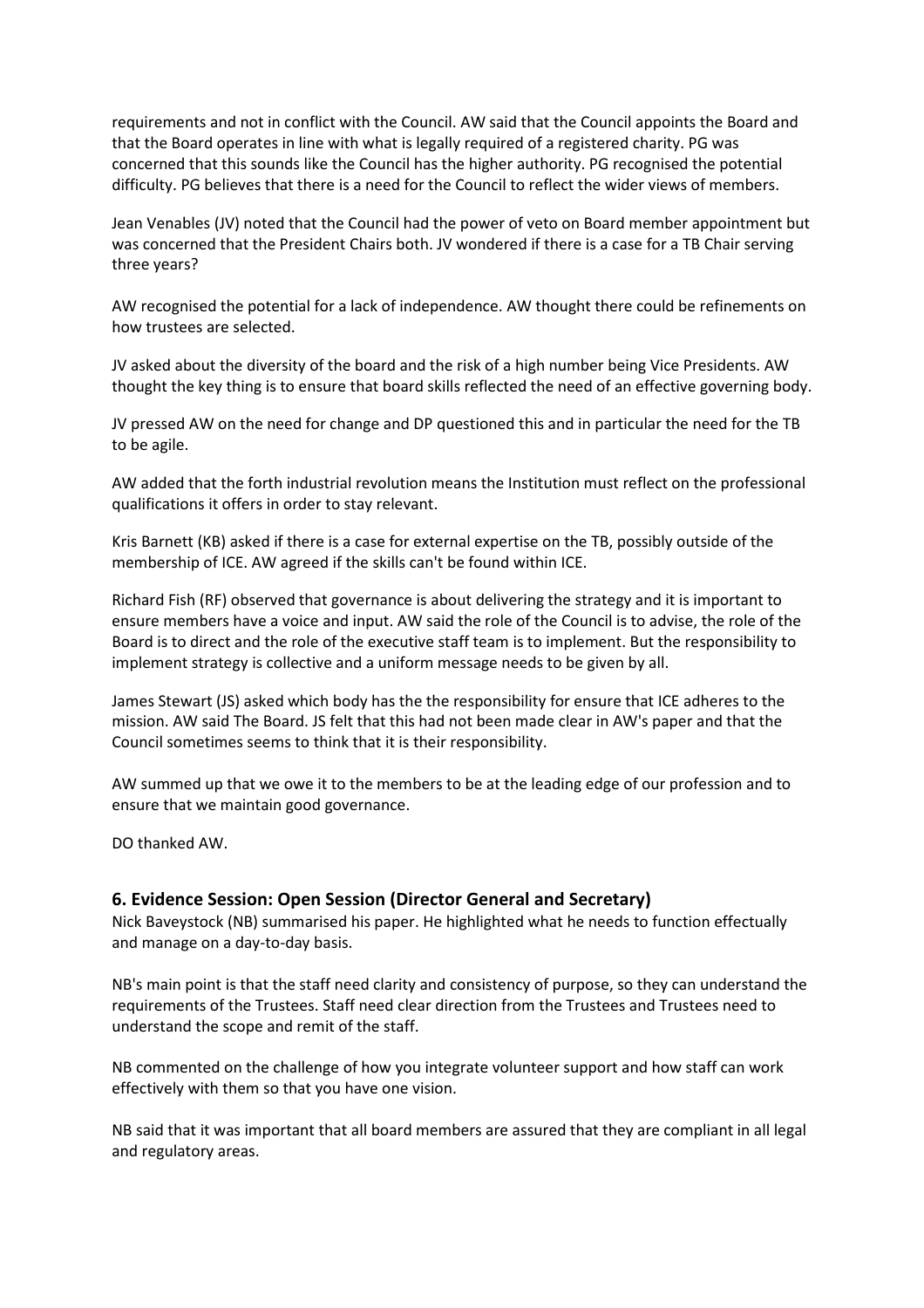requirements and not in conflict with the Council. AW said that the Council appoints the Board and that the Board operates in line with what is legally required of a registered charity. PG was concerned that this sounds like the Council has the higher authority. PG recognised the potential difficulty. PG believes that there is a need for the Council to reflect the wider views of members.

Jean Venables (JV) noted that the Council had the power of veto on Board member appointment but was concerned that the President Chairs both. JV wondered if there is a case for a TB Chair serving three years?

AW recognised the potential for a lack of independence. AW thought there could be refinements on how trustees are selected.

JV asked about the diversity of the board and the risk of a high number being Vice Presidents. AW thought the key thing is to ensure that board skills reflected the need of an effective governing body.

JV pressed AW on the need for change and DP questioned this and in particular the need for the TB to be agile.

AW added that the forth industrial revolution means the Institution must reflect on the professional qualifications it offers in order to stay relevant.

Kris Barnett (KB) asked if there is a case for external expertise on the TB, possibly outside of the membership of ICE. AW agreed if the skills can't be found within ICE.

Richard Fish (RF) observed that governance is about delivering the strategy and it is important to ensure members have a voice and input. AW said the role of the Council is to advise, the role of the Board is to direct and the role of the executive staff team is to implement. But the responsibility to implement strategy is collective and a uniform message needs to be given by all.

James Stewart (JS) asked which body has the the responsibility for ensure that ICE adheres to the mission. AW said The Board. JS felt that this had not been made clear in AW's paper and that the Council sometimes seems to think that it is their responsibility.

AW summed up that we owe it to the members to be at the leading edge of our profession and to ensure that we maintain good governance.

DO thanked AW.

## 6. Evidence Session: Open Session (Director General and Secretary)

Nick Baveystock (NB) summarised his paper. He highlighted what he needs to function effectually and manage on a day-to-day basis.

NB's main point is that the staff need clarity and consistency of purpose, so they can understand the requirements of the Trustees. Staff need clear direction from the Trustees and Trustees need to understand the scope and remit of the staff.

NB commented on the challenge of how you integrate volunteer support and how staff can work effectively with them so that you have one vision.

NB said that it was important that all board members are assured that they are compliant in all legal and regulatory areas.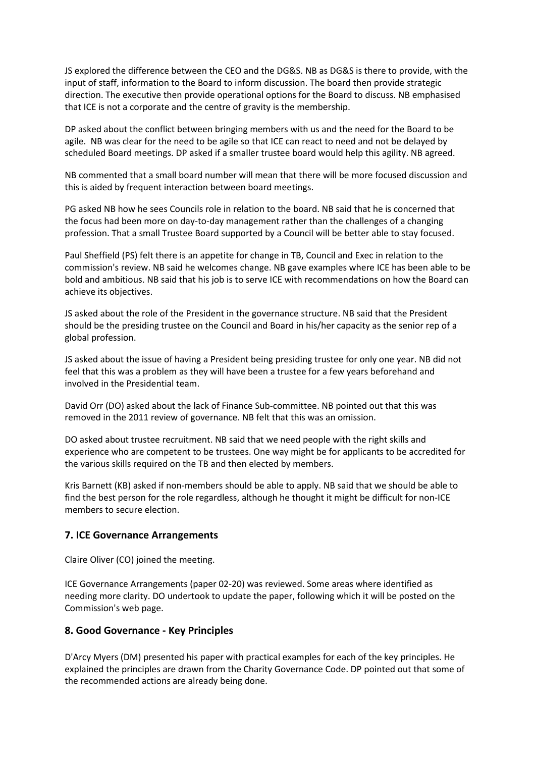JS explored the difference between the CEO and the DG&S. NB as DG&S is there to provide, with the input of staff, information to the Board to inform discussion. The board then provide strategic direction. The executive then provide operational options for the Board to discuss. NB emphasised that ICE is not a corporate and the centre of gravity is the membership.

DP asked about the conflict between bringing members with us and the need for the Board to be agile. NB was clear for the need to be agile so that ICE can react to need and not be delayed by scheduled Board meetings. DP asked if a smaller trustee board would help this agility. NB agreed.

NB commented that a small board number will mean that there will be more focused discussion and this is aided by frequent interaction between board meetings.

PG asked NB how he sees Councils role in relation to the board. NB said that he is concerned that the focus had been more on day-to-day management rather than the challenges of a changing profession. That a small Trustee Board supported by a Council will be better able to stay focused.

Paul Sheffield (PS) felt there is an appetite for change in TB, Council and Exec in relation to the commission's review. NB said he welcomes change. NB gave examples where ICE has been able to be bold and ambitious. NB said that his job is to serve ICE with recommendations on how the Board can achieve its objectives.

JS asked about the role of the President in the governance structure. NB said that the President should be the presiding trustee on the Council and Board in his/her capacity as the senior rep of a global profession.

JS asked about the issue of having a President being presiding trustee for only one year. NB did not feel that this was a problem as they will have been a trustee for a few years beforehand and involved in the Presidential team.

David Orr (DO) asked about the lack of Finance Sub-committee. NB pointed out that this was removed in the 2011 review of governance. NB felt that this was an omission.

DO asked about trustee recruitment. NB said that we need people with the right skills and experience who are competent to be trustees. One way might be for applicants to be accredited for the various skills required on the TB and then elected by members.

Kris Barnett (KB) asked if non-members should be able to apply. NB said that we should be able to find the best person for the role regardless, although he thought it might be difficult for non-ICE members to secure election.

## 7. ICE Governance Arrangements

Claire Oliver (CO) joined the meeting.

ICE Governance Arrangements (paper 02-20) was reviewed. Some areas where identified as needing more clarity. DO undertook to update the paper, following which it will be posted on the Commission's web page.

## 8. Good Governance - Key Principles

D'Arcy Myers (DM) presented his paper with practical examples for each of the key principles. He explained the principles are drawn from the Charity Governance Code. DP pointed out that some of the recommended actions are already being done.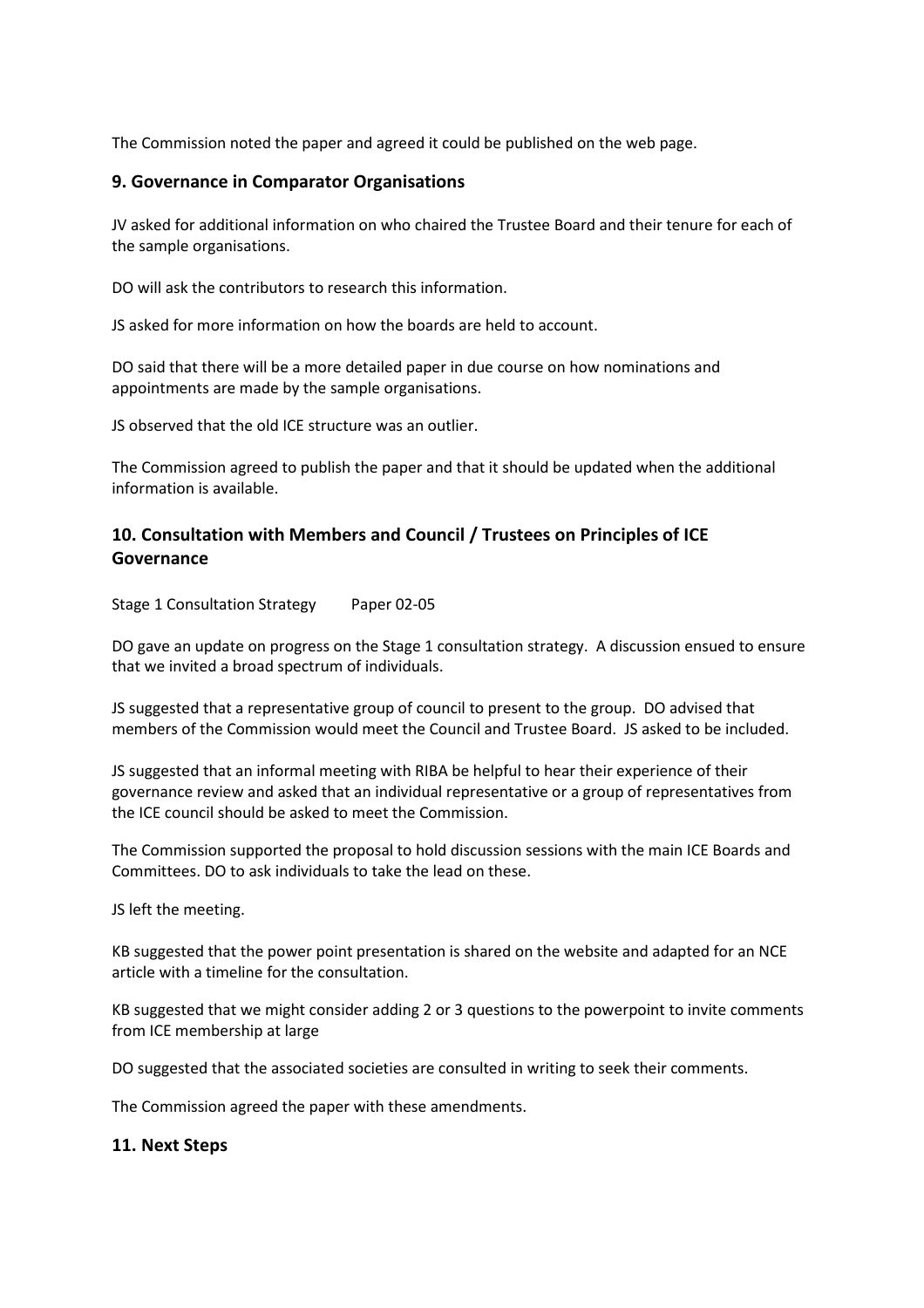The Commission noted the paper and agreed it could be published on the web page.

## 9. Governance in Comparator Organisations

JV asked for additional information on who chaired the Trustee Board and their tenure for each of the sample organisations.

DO will ask the contributors to research this information.

JS asked for more information on how the boards are held to account.

DO said that there will be a more detailed paper in due course on how nominations and appointments are made by the sample organisations.

JS observed that the old ICE structure was an outlier.

The Commission agreed to publish the paper and that it should be updated when the additional information is available.

## 10. Consultation with Members and Council / Trustees on Principles of ICE Governance

Stage 1 Consultation Strategy Paper 02-05

DO gave an update on progress on the Stage 1 consultation strategy. A discussion ensued to ensure that we invited a broad spectrum of individuals.

JS suggested that a representative group of council to present to the group. DO advised that members of the Commission would meet the Council and Trustee Board. JS asked to be included.

JS suggested that an informal meeting with RIBA be helpful to hear their experience of their governance review and asked that an individual representative or a group of representatives from the ICE council should be asked to meet the Commission.

The Commission supported the proposal to hold discussion sessions with the main ICE Boards and Committees. DO to ask individuals to take the lead on these.

JS left the meeting.

KB suggested that the power point presentation is shared on the website and adapted for an NCE article with a timeline for the consultation.

KB suggested that we might consider adding 2 or 3 questions to the powerpoint to invite comments from ICE membership at large

DO suggested that the associated societies are consulted in writing to seek their comments.

The Commission agreed the paper with these amendments.

## 11. Next Steps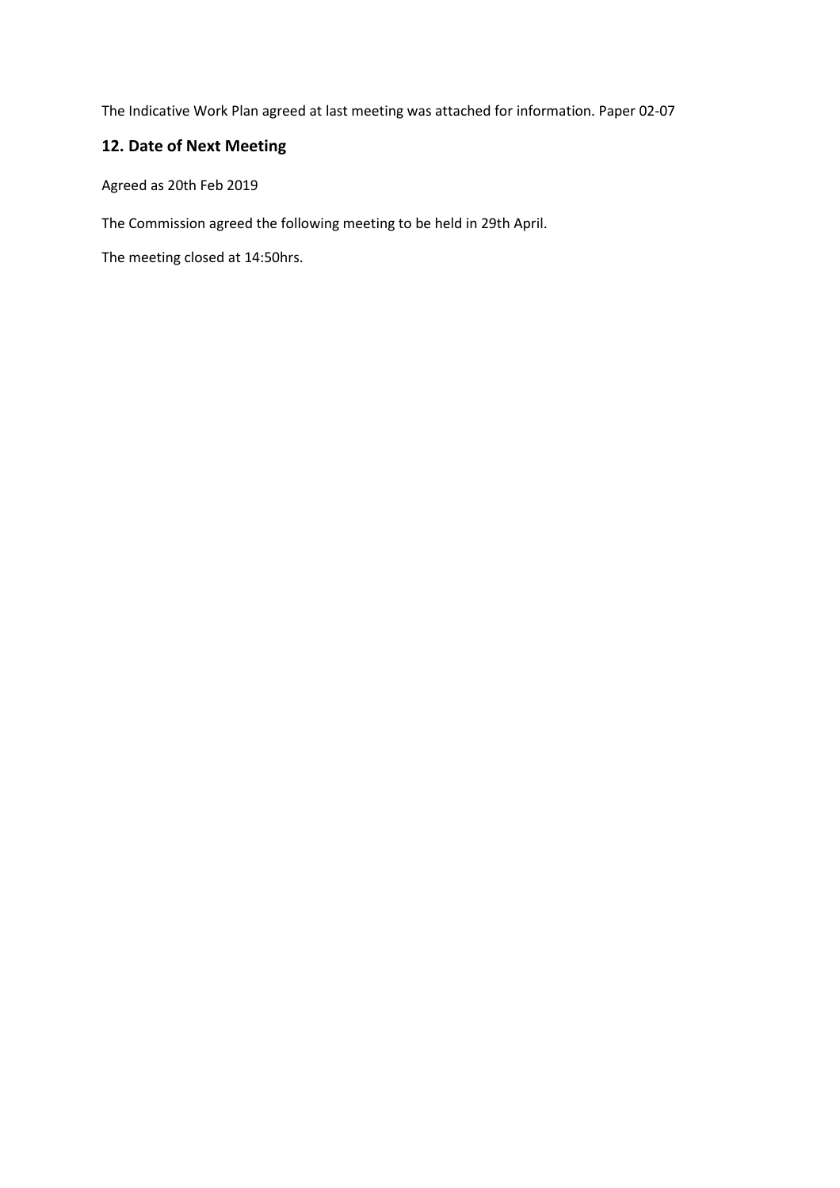The Indicative Work Plan agreed at last meeting was attached for information. Paper 02-07

## 12. Date of Next Meeting

Agreed as 20th Feb 2019

The Commission agreed the following meeting to be held in 29th April.

The meeting closed at 14:50hrs.